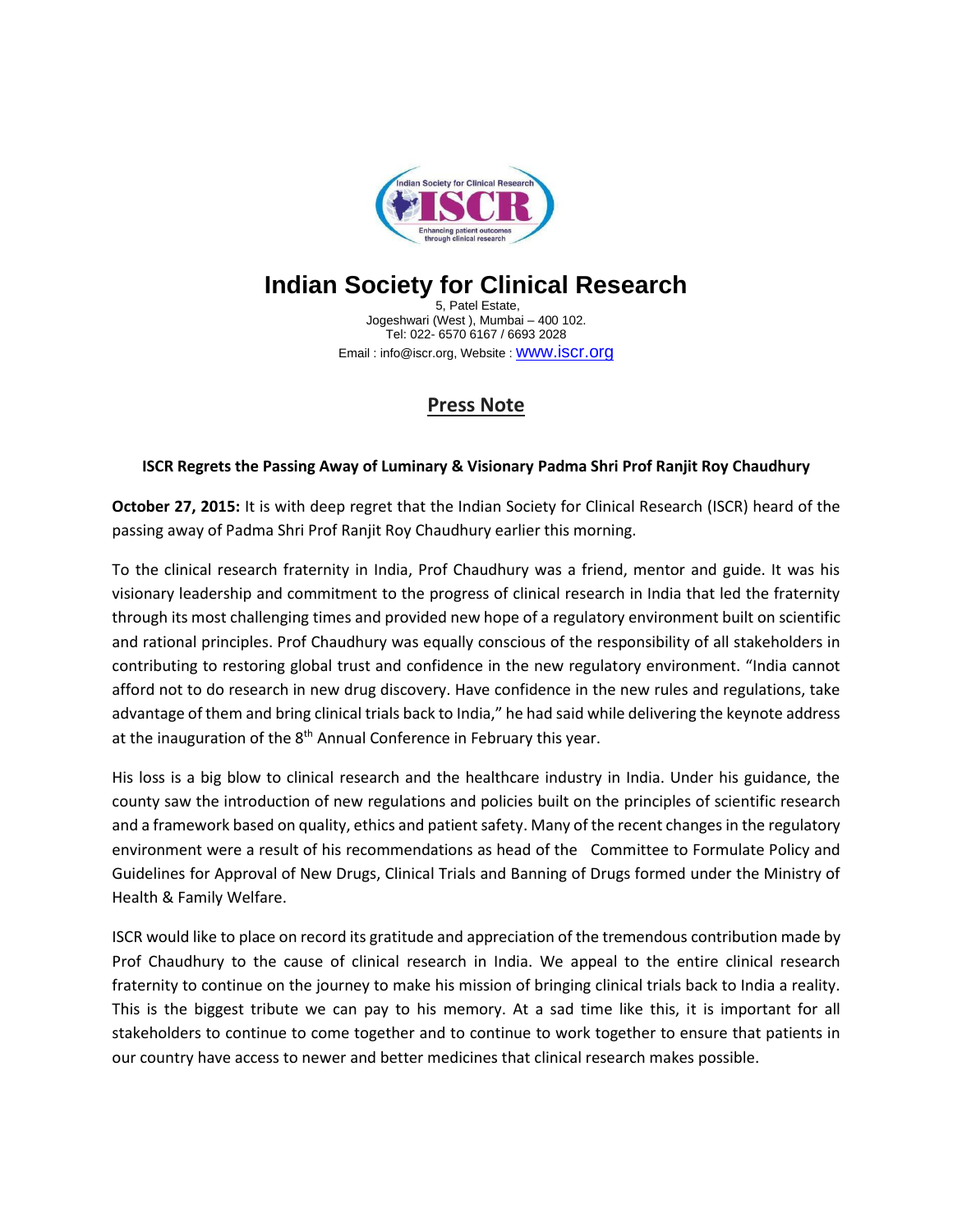# Indian Society for Clinical Research

5, Patel Estate,
Jogeshwari (West ), Mumbai – 400 102.
Tel: 022- 6570 6167 / 6693 2028
Email : info@iscr.org, Website : www.iscr.org

## Press Note

**ISCR Regrets the Passing Away of Luminary & Visionary Padma Shri Prof Ranjit Roy Chaudhury**

**October 27, 2015:** It is with deep regret that the Indian Society for Clinical Research (ISCR) heard of the passing away of Padma Shri Prof Ranjit Roy Chaudhury earlier this morning.

To the clinical research fraternity in India, Prof Chaudhury was a friend, mentor and guide. It was his visionary leadership and commitment to the progress of clinical research in India that led the fraternity through its most challenging times and provided new hope of a regulatory environment built on scientific and rational principles. Prof Chaudhury was equally conscious of the responsibility of all stakeholders in contributing to restoring global trust and confidence in the new regulatory environment. "India cannot afford not to do research in new drug discovery. Have confidence in the new rules and regulations, take advantage of them and bring clinical trials back to India," he had said while delivering the keynote address at the inauguration of the 8th Annual Conference in February this year.

His loss is a big blow to clinical research and the healthcare industry in India. Under his guidance, the county saw the introduction of new regulations and policies built on the principles of scientific research and a framework based on quality, ethics and patient safety. Many of the recent changes in the regulatory environment were a result of his recommendations as head of the Committee to Formulate Policy and Guidelines for Approval of New Drugs, Clinical Trials and Banning of Drugs formed under the Ministry of Health & Family Welfare.

ISCR would like to place on record its gratitude and appreciation of the tremendous contribution made by Prof Chaudhury to the cause of clinical research in India. We appeal to the entire clinical research fraternity to continue on the journey to make his mission of bringing clinical trials back to India a reality. This is the biggest tribute we can pay to his memory. At a sad time like this, it is important for all stakeholders to continue to come together and to continue to work together to ensure that patients in our country have access to newer and better medicines that clinical research makes possible.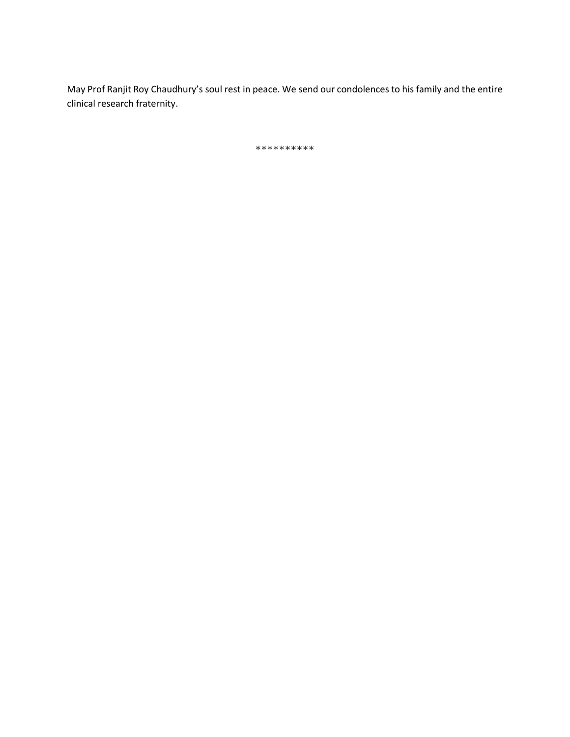May Prof Ranjit Roy Chaudhury's soul rest in peace. We send our condolences to his family and the entire clinical research fraternity.

**********